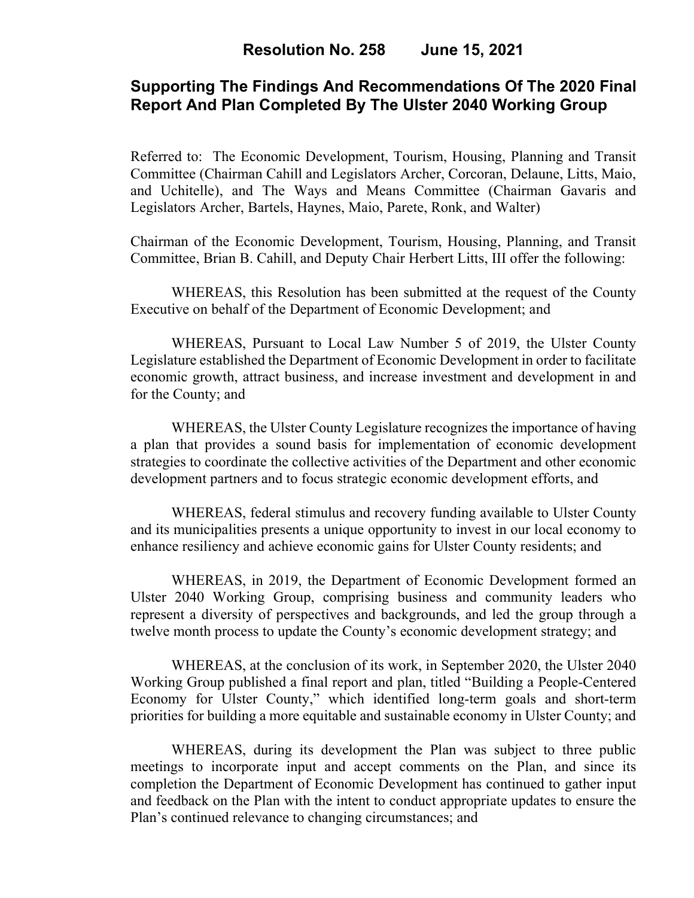# Resolution No. 258 June 15, 2021

## Supporting The Findings And Recommendations Of The 2020 Final Report And Plan Completed By The Ulster 2040 Working Group

Referred to: The Economic Development, Tourism, Housing, Planning and Transit Committee (Chairman Cahill and Legislators Archer, Corcoran, Delaune, Litts, Maio, and Uchitelle), and The Ways and Means Committee (Chairman Gavaris and Legislators Archer, Bartels, Haynes, Maio, Parete, Ronk, and Walter)

Chairman of the Economic Development, Tourism, Housing, Planning, and Transit Committee, Brian B. Cahill, and Deputy Chair Herbert Litts, III offer the following:

WHEREAS, this Resolution has been submitted at the request of the County Executive on behalf of the Department of Economic Development; and

WHEREAS, Pursuant to Local Law Number 5 of 2019, the Ulster County Legislature established the Department of Economic Development in order to facilitate economic growth, attract business, and increase investment and development in and for the County; and

WHEREAS, the Ulster County Legislature recognizes the importance of having a plan that provides a sound basis for implementation of economic development strategies to coordinate the collective activities of the Department and other economic development partners and to focus strategic economic development efforts, and

WHEREAS, federal stimulus and recovery funding available to Ulster County and its municipalities presents a unique opportunity to invest in our local economy to enhance resiliency and achieve economic gains for Ulster County residents; and

WHEREAS, in 2019, the Department of Economic Development formed an Ulster 2040 Working Group, comprising business and community leaders who represent a diversity of perspectives and backgrounds, and led the group through a twelve month process to update the County's economic development strategy; and

WHEREAS, at the conclusion of its work, in September 2020, the Ulster 2040 Working Group published a final report and plan, titled "Building a People-Centered Economy for Ulster County," which identified long-term goals and short-term priorities for building a more equitable and sustainable economy in Ulster County; and

WHEREAS, during its development the Plan was subject to three public meetings to incorporate input and accept comments on the Plan, and since its completion the Department of Economic Development has continued to gather input and feedback on the Plan with the intent to conduct appropriate updates to ensure the Plan's continued relevance to changing circumstances; and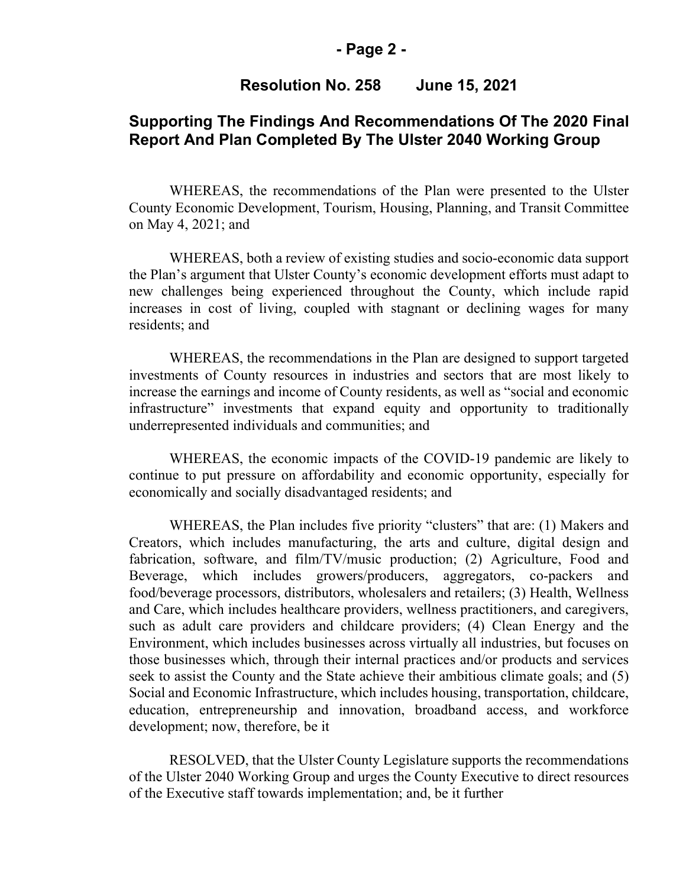## Resolution No. 258 June 15, 2021

## Supporting The Findings And Recommendations Of The 2020 Final Report And Plan Completed By The Ulster 2040 Working Group

WHEREAS, the recommendations of the Plan were presented to the Ulster County Economic Development, Tourism, Housing, Planning, and Transit Committee on May 4, 2021; and

WHEREAS, both a review of existing studies and socio-economic data support the Plan's argument that Ulster County's economic development efforts must adapt to new challenges being experienced throughout the County, which include rapid increases in cost of living, coupled with stagnant or declining wages for many residents; and

WHEREAS, the recommendations in the Plan are designed to support targeted investments of County resources in industries and sectors that are most likely to increase the earnings and income of County residents, as well as "social and economic infrastructure" investments that expand equity and opportunity to traditionally underrepresented individuals and communities; and

WHEREAS, the economic impacts of the COVID-19 pandemic are likely to continue to put pressure on affordability and economic opportunity, especially for economically and socially disadvantaged residents; and

WHEREAS, the Plan includes five priority "clusters" that are: (1) Makers and Creators, which includes manufacturing, the arts and culture, digital design and fabrication, software, and film/TV/music production; (2) Agriculture, Food and Beverage, which includes growers/producers, aggregators, co-packers and food/beverage processors, distributors, wholesalers and retailers; (3) Health, Wellness and Care, which includes healthcare providers, wellness practitioners, and caregivers, such as adult care providers and childcare providers; (4) Clean Energy and the Environment, which includes businesses across virtually all industries, but focuses on those businesses which, through their internal practices and/or products and services seek to assist the County and the State achieve their ambitious climate goals; and (5) Social and Economic Infrastructure, which includes housing, transportation, childcare, education, entrepreneurship and innovation, broadband access, and workforce development; now, therefore, be it

RESOLVED, that the Ulster County Legislature supports the recommendations of the Ulster 2040 Working Group and urges the County Executive to direct resources of the Executive staff towards implementation; and, be it further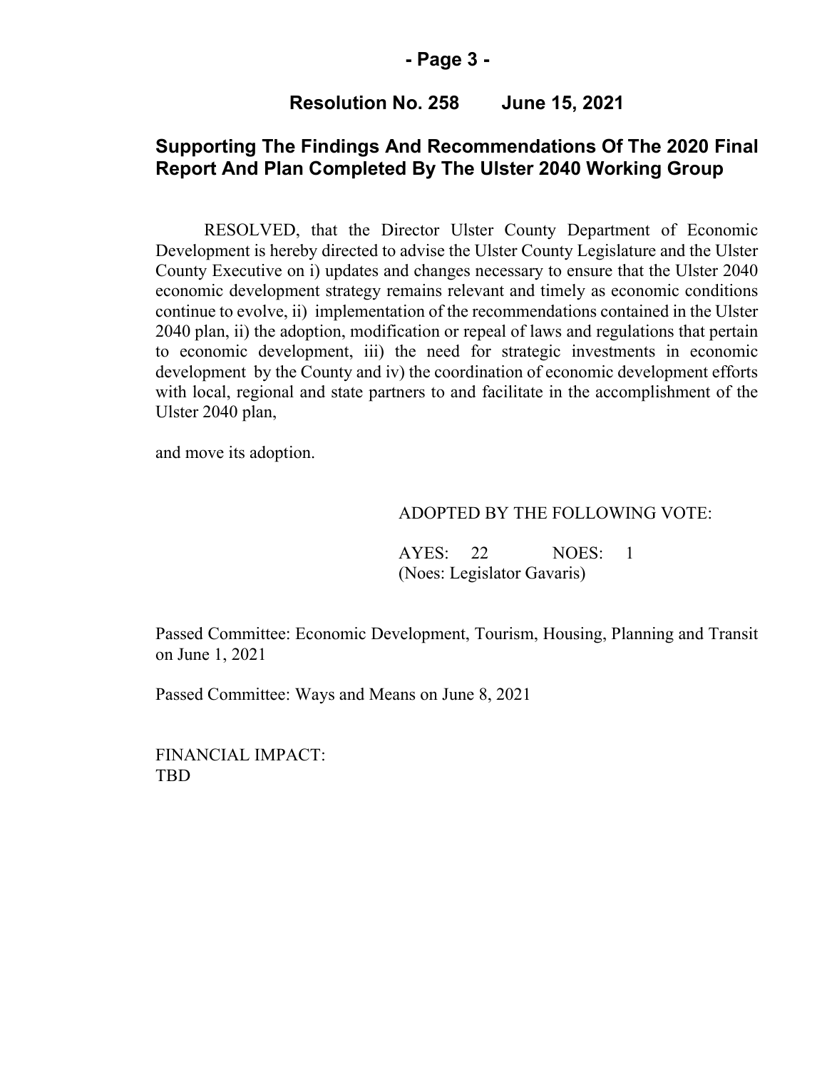**Resolution No. 258 June 15, 2021**

## Supporting The Findings And Recommendations Of The 2020 Final Report And Plan Completed By The Ulster 2040 Working Group

RESOLVED, that the Director Ulster County Department of Economic Development is hereby directed to advise the Ulster County Legislature and the Ulster County Executive on i) updates and changes necessary to ensure that the Ulster 2040 economic development strategy remains relevant and timely as economic conditions continue to evolve, ii) implementation of the recommendations contained in the Ulster 2040 plan, ii) the adoption, modification or repeal of laws and regulations that pertain to economic development, iii) the need for strategic investments in economic development by the County and iv) the coordination of economic development efforts with local, regional and state partners to and facilitate in the accomplishment of the Ulster 2040 plan,

and move its adoption.

ADOPTED BY THE FOLLOWING VOTE:

AYES: 22 NOES: 1
(Noes: Legislator Gavaris)

Passed Committee: Economic Development, Tourism, Housing, Planning and Transit on June 1, 2021

Passed Committee: Ways and Means on June 8, 2021

FINANCIAL IMPACT:
TBD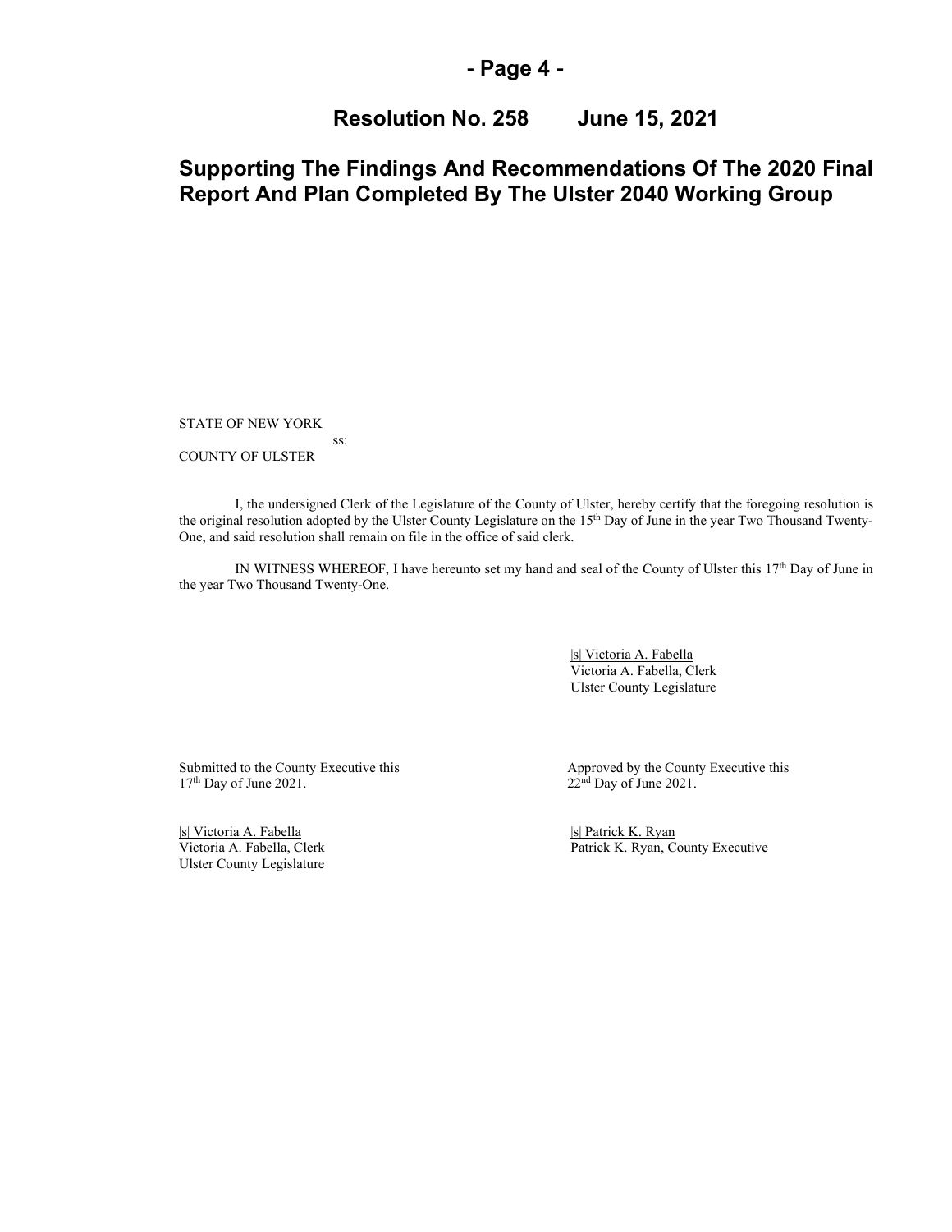# Resolution No. 258 June 15, 2021

## Supporting The Findings And Recommendations Of The 2020 Final Report And Plan Completed By The Ulster 2040 Working Group

STATE OF NEW YORK
ss:
COUNTY OF ULSTER

I, the undersigned Clerk of the Legislature of the County of Ulster, hereby certify that the foregoing resolution is the original resolution adopted by the Ulster County Legislature on the 15th Day of June in the year Two Thousand Twenty-One, and said resolution shall remain on file in the office of said clerk.

IN WITNESS WHEREOF, I have hereunto set my hand and seal of the County of Ulster this 17th Day of June in the year Two Thousand Twenty-One.

|s| Victoria A. Fabella
Victoria A. Fabella, Clerk
Ulster County Legislature

Submitted to the County Executive this 17th Day of June 2021.

|s| Victoria A. Fabella
Victoria A. Fabella, Clerk
Ulster County Legislature

Approved by the County Executive this 22nd Day of June 2021.

|s| Patrick K. Ryan
Patrick K. Ryan, County Executive